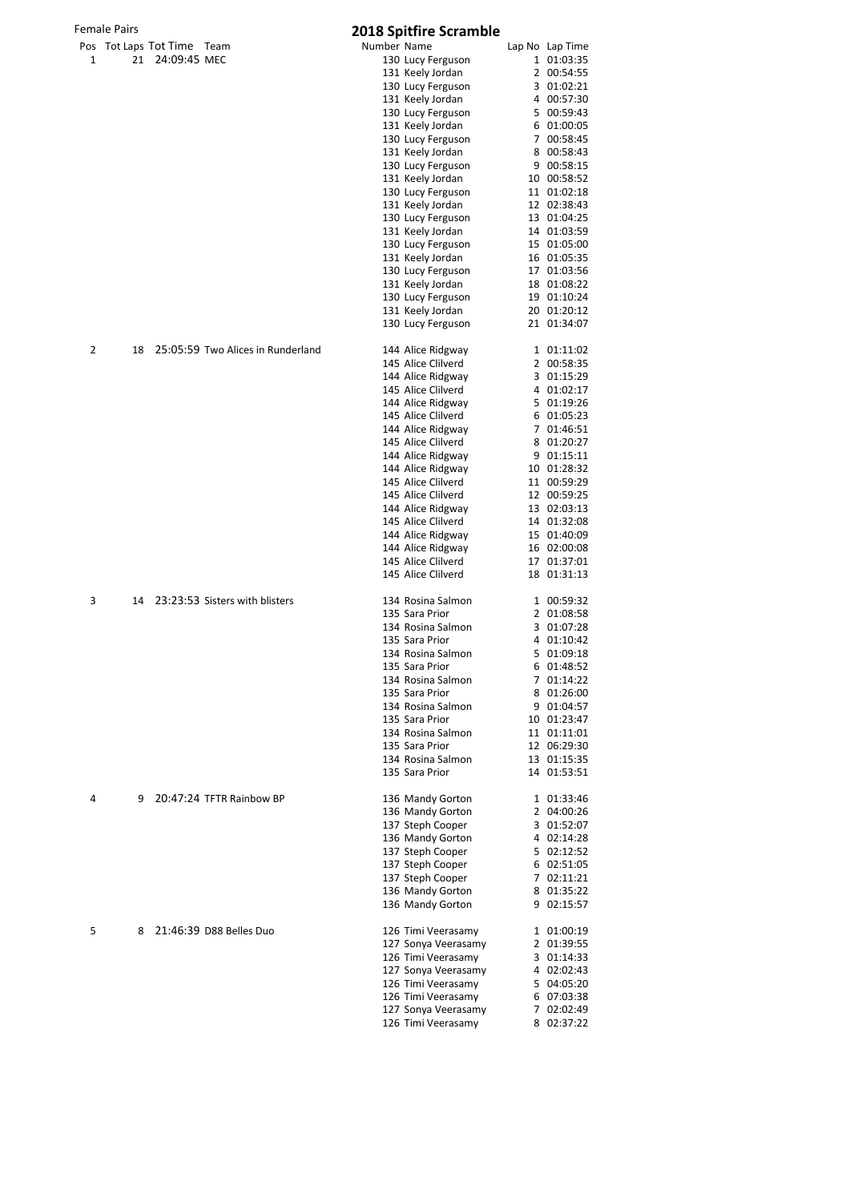Female Pairs

# 2018 Spitfire Scramble

| Pos | Tot Laps | Tot Time | Team | Number | Name | Lap No | Lap Time |
|---|---|---|---|---|---|---|---|
| 1 | 21 | 24:09:45 | MEC | 130 | Lucy Ferguson | 1 | 01:03:35 |
| | | | | 131 | Keely Jordan | 2 | 00:54:55 |
| | | | | 130 | Lucy Ferguson | 3 | 01:02:21 |
| | | | | 131 | Keely Jordan | 4 | 00:57:30 |
| | | | | 130 | Lucy Ferguson | 5 | 00:59:43 |
| | | | | 131 | Keely Jordan | 6 | 01:00:05 |
| | | | | 130 | Lucy Ferguson | 7 | 00:58:45 |
| | | | | 131 | Keely Jordan | 8 | 00:58:43 |
| | | | | 130 | Lucy Ferguson | 9 | 00:58:15 |
| | | | | 131 | Keely Jordan | 10 | 00:58:52 |
| | | | | 130 | Lucy Ferguson | 11 | 01:02:18 |
| | | | | 131 | Keely Jordan | 12 | 02:38:43 |
| | | | | 130 | Lucy Ferguson | 13 | 01:04:25 |
| | | | | 131 | Keely Jordan | 14 | 01:03:59 |
| | | | | 130 | Lucy Ferguson | 15 | 01:05:00 |
| | | | | 131 | Keely Jordan | 16 | 01:05:35 |
| | | | | 130 | Lucy Ferguson | 17 | 01:03:56 |
| | | | | 131 | Keely Jordan | 18 | 01:08:22 |
| | | | | 130 | Lucy Ferguson | 19 | 01:10:24 |
| | | | | 131 | Keely Jordan | 20 | 01:20:12 |
| | | | | 130 | Lucy Ferguson | 21 | 01:34:07 |
| 2 | 18 | 25:05:59 | Two Alices in Runderland | 144 | Alice Ridgway | 1 | 01:11:02 |
| | | | | 145 | Alice Clilverd | 2 | 00:58:35 |
| | | | | 144 | Alice Ridgway | 3 | 01:15:29 |
| | | | | 145 | Alice Clilverd | 4 | 01:02:17 |
| | | | | 144 | Alice Ridgway | 5 | 01:19:26 |
| | | | | 145 | Alice Clilverd | 6 | 01:05:23 |
| | | | | 144 | Alice Ridgway | 7 | 01:46:51 |
| | | | | 145 | Alice Clilverd | 8 | 01:20:27 |
| | | | | 144 | Alice Ridgway | 9 | 01:15:11 |
| | | | | 144 | Alice Ridgway | 10 | 01:28:32 |
| | | | | 145 | Alice Clilverd | 11 | 00:59:29 |
| | | | | 145 | Alice Clilverd | 12 | 00:59:25 |
| | | | | 144 | Alice Ridgway | 13 | 02:03:13 |
| | | | | 145 | Alice Clilverd | 14 | 01:32:08 |
| | | | | 144 | Alice Ridgway | 15 | 01:40:09 |
| | | | | 144 | Alice Ridgway | 16 | 02:00:08 |
| | | | | 145 | Alice Clilverd | 17 | 01:37:01 |
| | | | | 145 | Alice Clilverd | 18 | 01:31:13 |
| 3 | 14 | 23:23:53 | Sisters with blisters | 134 | Rosina Salmon | 1 | 00:59:32 |
| | | | | 135 | Sara Prior | 2 | 01:08:58 |
| | | | | 134 | Rosina Salmon | 3 | 01:07:28 |
| | | | | 135 | Sara Prior | 4 | 01:10:42 |
| | | | | 134 | Rosina Salmon | 5 | 01:09:18 |
| | | | | 135 | Sara Prior | 6 | 01:48:52 |
| | | | | 134 | Rosina Salmon | 7 | 01:14:22 |
| | | | | 135 | Sara Prior | 8 | 01:26:00 |
| | | | | 134 | Rosina Salmon | 9 | 01:04:57 |
| | | | | 135 | Sara Prior | 10 | 01:23:47 |
| | | | | 134 | Rosina Salmon | 11 | 01:11:01 |
| | | | | 135 | Sara Prior | 12 | 06:29:30 |
| | | | | 134 | Rosina Salmon | 13 | 01:15:35 |
| | | | | 135 | Sara Prior | 14 | 01:53:51 |
| 4 | 9 | 20:47:24 | TFTR Rainbow BP | 136 | Mandy Gorton | 1 | 01:33:46 |
| | | | | 136 | Mandy Gorton | 2 | 04:00:26 |
| | | | | 137 | Steph Cooper | 3 | 01:52:07 |
| | | | | 136 | Mandy Gorton | 4 | 02:14:28 |
| | | | | 137 | Steph Cooper | 5 | 02:12:52 |
| | | | | 137 | Steph Cooper | 6 | 02:51:05 |
| | | | | 137 | Steph Cooper | 7 | 02:11:21 |
| | | | | 136 | Mandy Gorton | 8 | 01:35:22 |
| | | | | 136 | Mandy Gorton | 9 | 02:15:57 |
| 5 | 8 | 21:46:39 | D88 Belles Duo | 126 | Timi Veerasamy | 1 | 01:00:19 |
| | | | | 127 | Sonya Veerasamy | 2 | 01:39:55 |
| | | | | 126 | Timi Veerasamy | 3 | 01:14:33 |
| | | | | 127 | Sonya Veerasamy | 4 | 02:02:43 |
| | | | | 126 | Timi Veerasamy | 5 | 04:05:20 |
| | | | | 126 | Timi Veerasamy | 6 | 07:03:38 |
| | | | | 127 | Sonya Veerasamy | 7 | 02:02:49 |
| | | | | 126 | Timi Veerasamy | 8 | 02:37:22 |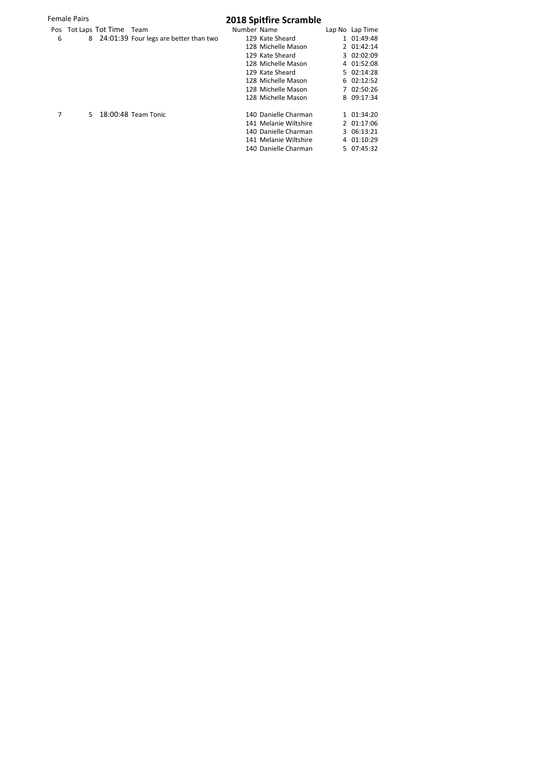Female Pairs

# 2018 Spitfire Scramble

| Pos | Tot Laps | Tot Time | Team | Number | Name | Lap No | Lap Time |
|---|---|---|---|---|---|---|---|
| 6 | 8 | 24:01:39 | Four legs are better than two | 129 | Kate Sheard | 1 | 01:49:48 |
| | | | | 128 | Michelle Mason | 2 | 01:42:14 |
| | | | | 129 | Kate Sheard | 3 | 02:02:09 |
| | | | | 128 | Michelle Mason | 4 | 01:52:08 |
| | | | | 129 | Kate Sheard | 5 | 02:14:28 |
| | | | | 128 | Michelle Mason | 6 | 02:12:52 |
| | | | | 128 | Michelle Mason | 7 | 02:50:26 |
| | | | | 128 | Michelle Mason | 8 | 09:17:34 |
| 7 | 5 | 18:00:48 | Team Tonic | 140 | Danielle Charman | 1 | 01:34:20 |
| | | | | 141 | Melanie Wiltshire | 2 | 01:17:06 |
| | | | | 140 | Danielle Charman | 3 | 06:13:21 |
| | | | | 141 | Melanie Wiltshire | 4 | 01:10:29 |
| | | | | 140 | Danielle Charman | 5 | 07:45:32 |